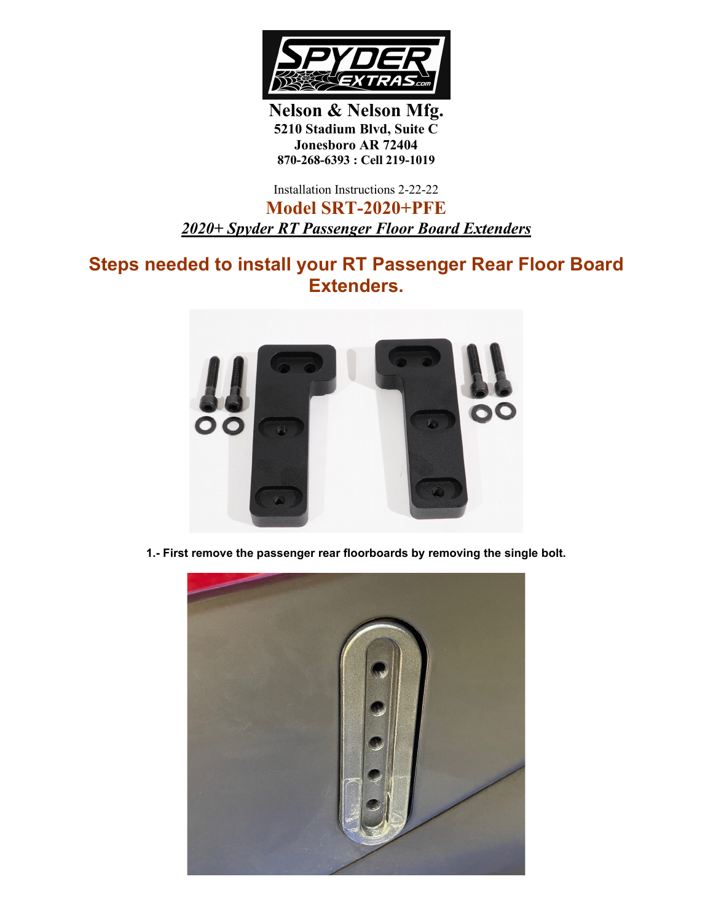**Nelson & Nelson Mfg.**
**5210 Stadium Blvd, Suite C**
**Jonesboro AR 72404**
**870-268-6393 : Cell 219-1019**

Installation Instructions 2-22-22

# Model SRT-2020+PFE

***2020+ Spyder RT Passenger Floor Board Extenders***

## Steps needed to install your RT Passenger Rear Floor Board Extenders.

**1.- First remove the passenger rear floorboards by removing the single bolt.**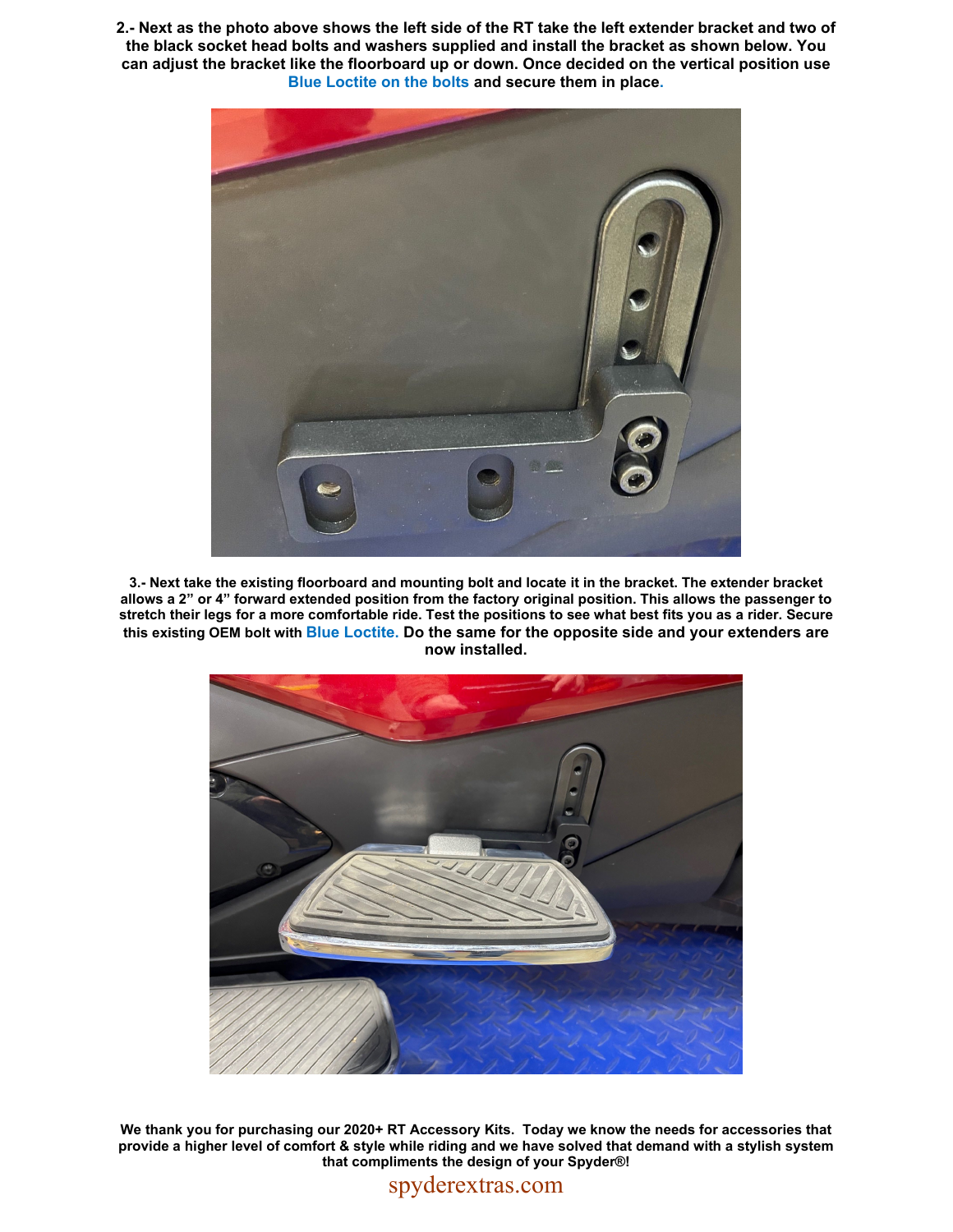**2.- Next as the photo above shows the left side of the RT take the left extender bracket and two of the black socket head bolts and washers supplied and install the bracket as shown below. You can adjust the bracket like the floorboard up or down. Once decided on the vertical position use Blue Loctite on the bolts and secure them in place.**

**3.- Next take the existing floorboard and mounting bolt and locate it in the bracket. The extender bracket allows a 2" or 4" forward extended position from the factory original position. This allows the passenger to stretch their legs for a more comfortable ride. Test the positions to see what best fits you as a rider. Secure this existing OEM bolt with Blue Loctite. Do the same for the opposite side and your extenders are now installed.**

**We thank you for purchasing our 2020+ RT Accessory Kits. Today we know the needs for accessories that provide a higher level of comfort & style while riding and we have solved that demand with a stylish system that compliments the design of your Spyder®!**

spyderextras.com